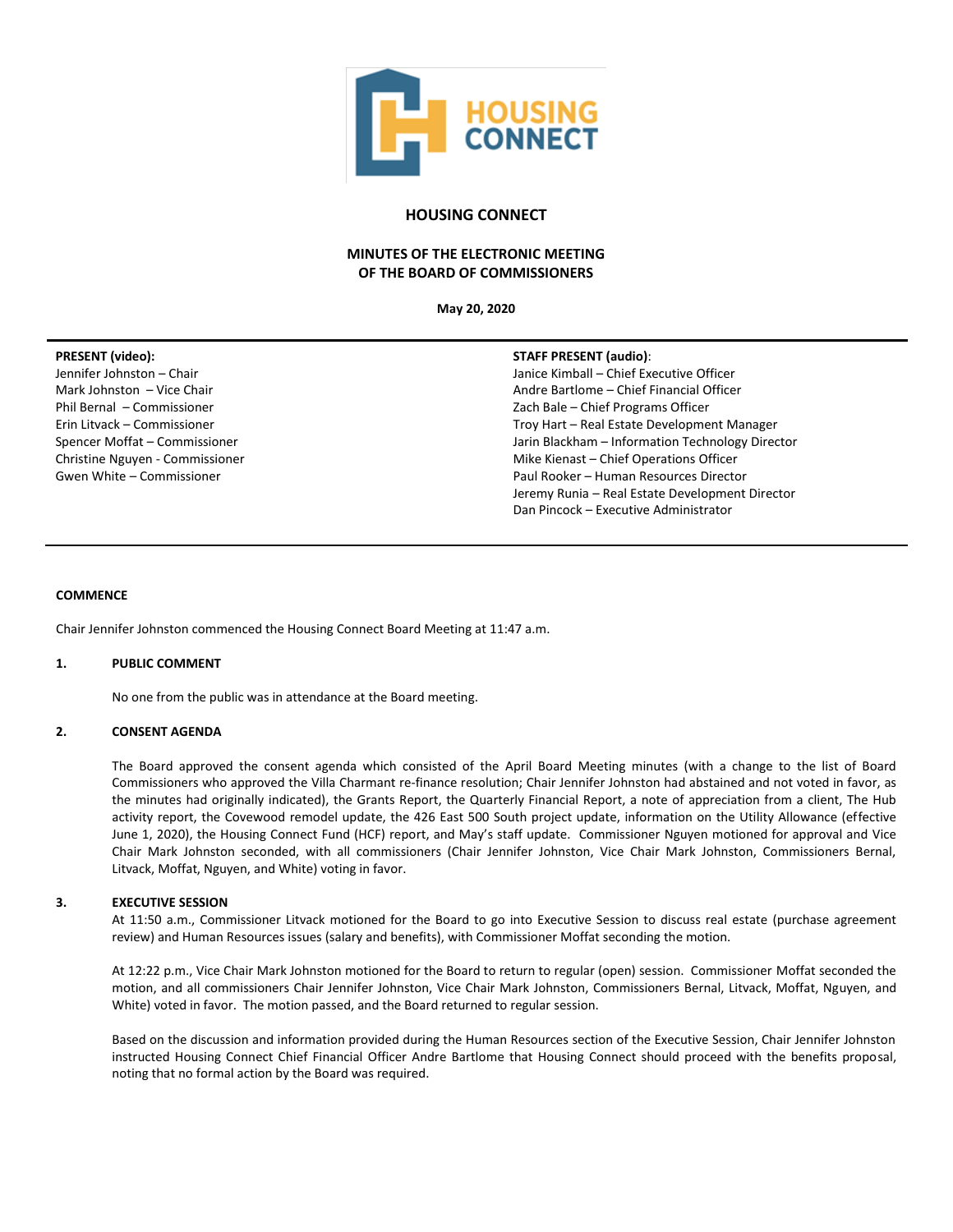# HOUSING CONNECT

## MINUTES OF THE ELECTRONIC MEETING OF THE BOARD OF COMMISSIONERS

**May 20, 2020**

---

**PRESENT (video):**
Jennifer Johnston – Chair
Mark Johnston – Vice Chair
Phil Bernal – Commissioner
Erin Litvack – Commissioner
Spencer Moffat – Commissioner
Christine Nguyen - Commissioner
Gwen White – Commissioner

**STAFF PRESENT (audio)**:
Janice Kimball – Chief Executive Officer
Andre Bartlome – Chief Financial Officer
Zach Bale – Chief Programs Officer
Troy Hart – Real Estate Development Manager
Jarin Blackham – Information Technology Director
Mike Kienast – Chief Operations Officer
Paul Rooker – Human Resources Director
Jeremy Runia – Real Estate Development Director
Dan Pincock – Executive Administrator

---

**COMMENCE**

Chair Jennifer Johnston commenced the Housing Connect Board Meeting at 11:47 a.m.

**1. PUBLIC COMMENT**

No one from the public was in attendance at the Board meeting.

**2. CONSENT AGENDA**

The Board approved the consent agenda which consisted of the April Board Meeting minutes (with a change to the list of Board Commissioners who approved the Villa Charmant re-finance resolution; Chair Jennifer Johnston had abstained and not voted in favor, as the minutes had originally indicated), the Grants Report, the Quarterly Financial Report, a note of appreciation from a client, The Hub activity report, the Covewood remodel update, the 426 East 500 South project update, information on the Utility Allowance (effective June 1, 2020), the Housing Connect Fund (HCF) report, and May's staff update. Commissioner Nguyen motioned for approval and Vice Chair Mark Johnston seconded, with all commissioners (Chair Jennifer Johnston, Vice Chair Mark Johnston, Commissioners Bernal, Litvack, Moffat, Nguyen, and White) voting in favor.

**3. EXECUTIVE SESSION**

At 11:50 a.m., Commissioner Litvack motioned for the Board to go into Executive Session to discuss real estate (purchase agreement review) and Human Resources issues (salary and benefits), with Commissioner Moffat seconding the motion.

At 12:22 p.m., Vice Chair Mark Johnston motioned for the Board to return to regular (open) session. Commissioner Moffat seconded the motion, and all commissioners Chair Jennifer Johnston, Vice Chair Mark Johnston, Commissioners Bernal, Litvack, Moffat, Nguyen, and White) voted in favor. The motion passed, and the Board returned to regular session.

Based on the discussion and information provided during the Human Resources section of the Executive Session, Chair Jennifer Johnston instructed Housing Connect Chief Financial Officer Andre Bartlome that Housing Connect should proceed with the benefits proposal, noting that no formal action by the Board was required.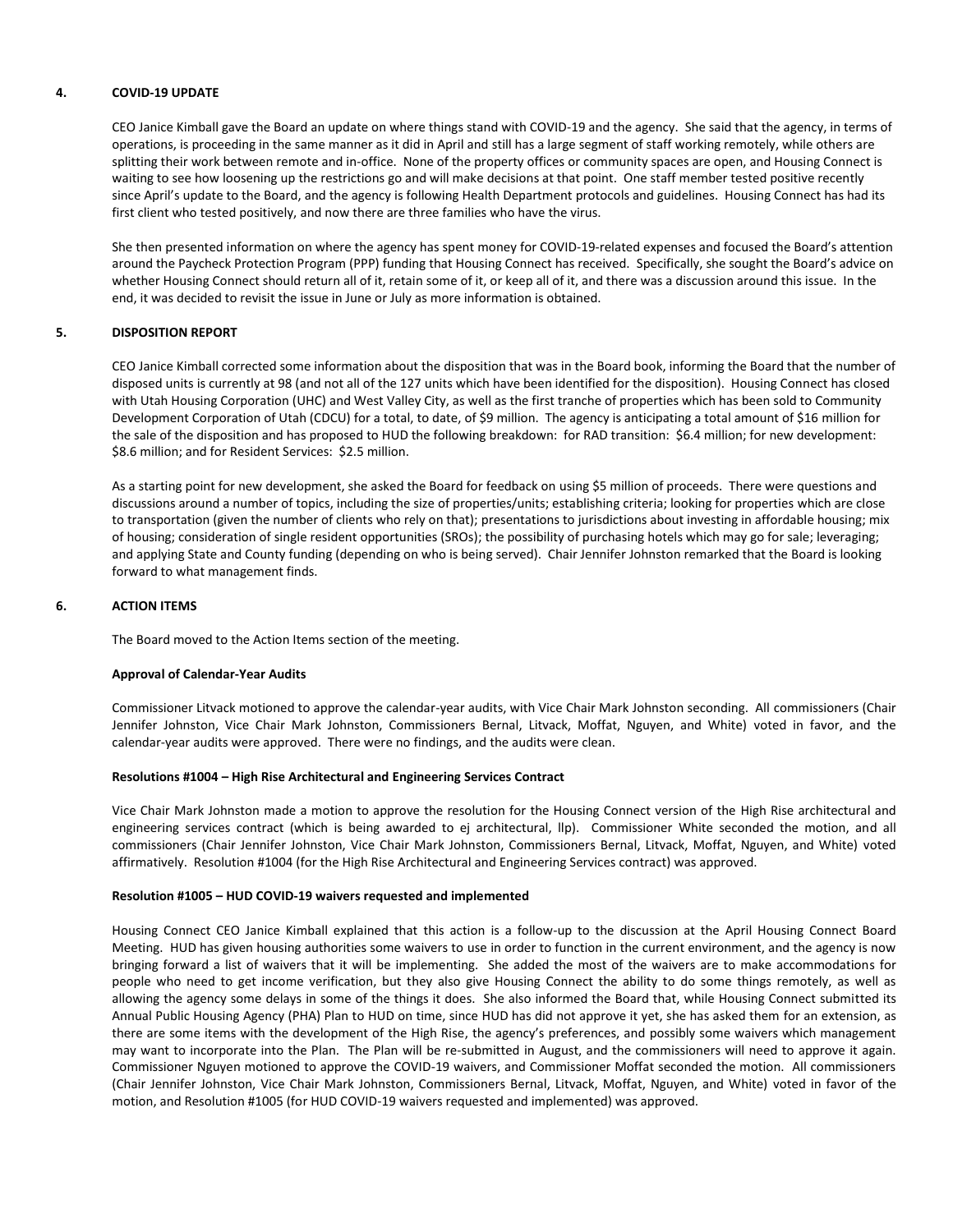## 4. COVID-19 UPDATE

CEO Janice Kimball gave the Board an update on where things stand with COVID-19 and the agency. She said that the agency, in terms of operations, is proceeding in the same manner as it did in April and still has a large segment of staff working remotely, while others are splitting their work between remote and in-office. None of the property offices or community spaces are open, and Housing Connect is waiting to see how loosening up the restrictions go and will make decisions at that point. One staff member tested positive recently since April's update to the Board, and the agency is following Health Department protocols and guidelines. Housing Connect has had its first client who tested positively, and now there are three families who have the virus.

She then presented information on where the agency has spent money for COVID-19-related expenses and focused the Board's attention around the Paycheck Protection Program (PPP) funding that Housing Connect has received. Specifically, she sought the Board's advice on whether Housing Connect should return all of it, retain some of it, or keep all of it, and there was a discussion around this issue. In the end, it was decided to revisit the issue in June or July as more information is obtained.

## 5. DISPOSITION REPORT

CEO Janice Kimball corrected some information about the disposition that was in the Board book, informing the Board that the number of disposed units is currently at 98 (and not all of the 127 units which have been identified for the disposition). Housing Connect has closed with Utah Housing Corporation (UHC) and West Valley City, as well as the first tranche of properties which has been sold to Community Development Corporation of Utah (CDCU) for a total, to date, of $9 million. The agency is anticipating a total amount of $16 million for the sale of the disposition and has proposed to HUD the following breakdown: for RAD transition: $6.4 million; for new development: $8.6 million; and for Resident Services: $2.5 million.

As a starting point for new development, she asked the Board for feedback on using $5 million of proceeds. There were questions and discussions around a number of topics, including the size of properties/units; establishing criteria; looking for properties which are close to transportation (given the number of clients who rely on that); presentations to jurisdictions about investing in affordable housing; mix of housing; consideration of single resident opportunities (SROs); the possibility of purchasing hotels which may go for sale; leveraging; and applying State and County funding (depending on who is being served). Chair Jennifer Johnston remarked that the Board is looking forward to what management finds.

## 6. ACTION ITEMS

The Board moved to the Action Items section of the meeting.

**Approval of Calendar-Year Audits**

Commissioner Litvack motioned to approve the calendar-year audits, with Vice Chair Mark Johnston seconding. All commissioners (Chair Jennifer Johnston, Vice Chair Mark Johnston, Commissioners Bernal, Litvack, Moffat, Nguyen, and White) voted in favor, and the calendar-year audits were approved. There were no findings, and the audits were clean.

**Resolutions #1004 – High Rise Architectural and Engineering Services Contract**

Vice Chair Mark Johnston made a motion to approve the resolution for the Housing Connect version of the High Rise architectural and engineering services contract (which is being awarded to ej architectural, llp). Commissioner White seconded the motion, and all commissioners (Chair Jennifer Johnston, Vice Chair Mark Johnston, Commissioners Bernal, Litvack, Moffat, Nguyen, and White) voted affirmatively. Resolution #1004 (for the High Rise Architectural and Engineering Services contract) was approved.

**Resolution #1005 – HUD COVID-19 waivers requested and implemented**

Housing Connect CEO Janice Kimball explained that this action is a follow-up to the discussion at the April Housing Connect Board Meeting. HUD has given housing authorities some waivers to use in order to function in the current environment, and the agency is now bringing forward a list of waivers that it will be implementing. She added the most of the waivers are to make accommodations for people who need to get income verification, but they also give Housing Connect the ability to do some things remotely, as well as allowing the agency some delays in some of the things it does. She also informed the Board that, while Housing Connect submitted its Annual Public Housing Agency (PHA) Plan to HUD on time, since HUD has did not approve it yet, she has asked them for an extension, as there are some items with the development of the High Rise, the agency's preferences, and possibly some waivers which management may want to incorporate into the Plan. The Plan will be re-submitted in August, and the commissioners will need to approve it again. Commissioner Nguyen motioned to approve the COVID-19 waivers, and Commissioner Moffat seconded the motion. All commissioners (Chair Jennifer Johnston, Vice Chair Mark Johnston, Commissioners Bernal, Litvack, Moffat, Nguyen, and White) voted in favor of the motion, and Resolution #1005 (for HUD COVID-19 waivers requested and implemented) was approved.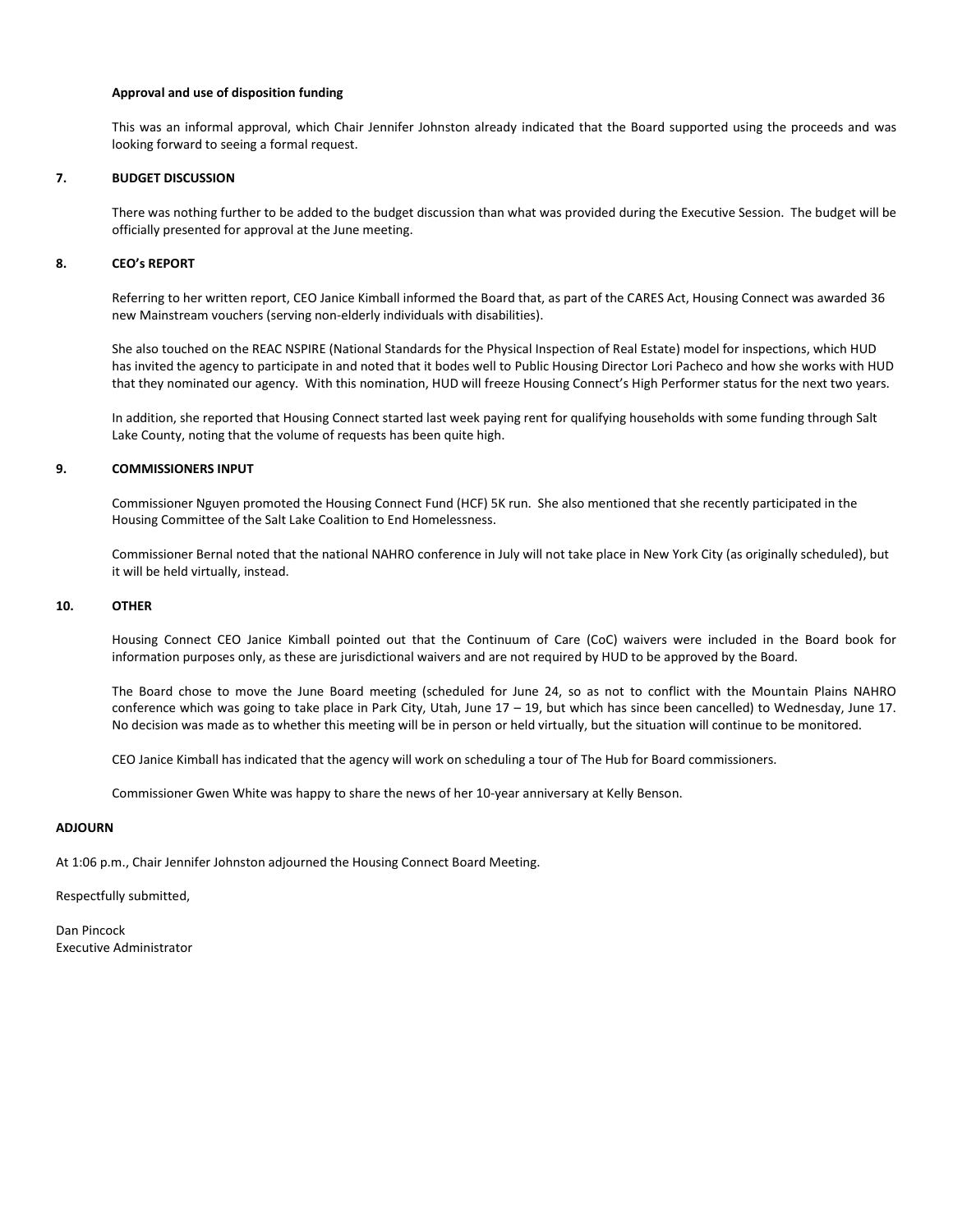**Approval and use of disposition funding**

This was an informal approval, which Chair Jennifer Johnston already indicated that the Board supported using the proceeds and was looking forward to seeing a formal request.

## 7. BUDGET DISCUSSION

There was nothing further to be added to the budget discussion than what was provided during the Executive Session. The budget will be officially presented for approval at the June meeting.

## 8. CEO's REPORT

Referring to her written report, CEO Janice Kimball informed the Board that, as part of the CARES Act, Housing Connect was awarded 36 new Mainstream vouchers (serving non-elderly individuals with disabilities).

She also touched on the REAC NSPIRE (National Standards for the Physical Inspection of Real Estate) model for inspections, which HUD has invited the agency to participate in and noted that it bodes well to Public Housing Director Lori Pacheco and how she works with HUD that they nominated our agency. With this nomination, HUD will freeze Housing Connect's High Performer status for the next two years.

In addition, she reported that Housing Connect started last week paying rent for qualifying households with some funding through Salt Lake County, noting that the volume of requests has been quite high.

## 9. COMMISSIONERS INPUT

Commissioner Nguyen promoted the Housing Connect Fund (HCF) 5K run. She also mentioned that she recently participated in the Housing Committee of the Salt Lake Coalition to End Homelessness.

Commissioner Bernal noted that the national NAHRO conference in July will not take place in New York City (as originally scheduled), but it will be held virtually, instead.

## 10. OTHER

Housing Connect CEO Janice Kimball pointed out that the Continuum of Care (CoC) waivers were included in the Board book for information purposes only, as these are jurisdictional waivers and are not required by HUD to be approved by the Board.

The Board chose to move the June Board meeting (scheduled for June 24, so as not to conflict with the Mountain Plains NAHRO conference which was going to take place in Park City, Utah, June 17 – 19, but which has since been cancelled) to Wednesday, June 17. No decision was made as to whether this meeting will be in person or held virtually, but the situation will continue to be monitored.

CEO Janice Kimball has indicated that the agency will work on scheduling a tour of The Hub for Board commissioners.

Commissioner Gwen White was happy to share the news of her 10-year anniversary at Kelly Benson.

## ADJOURN

At 1:06 p.m., Chair Jennifer Johnston adjourned the Housing Connect Board Meeting.

Respectfully submitted,

Dan Pincock
Executive Administrator